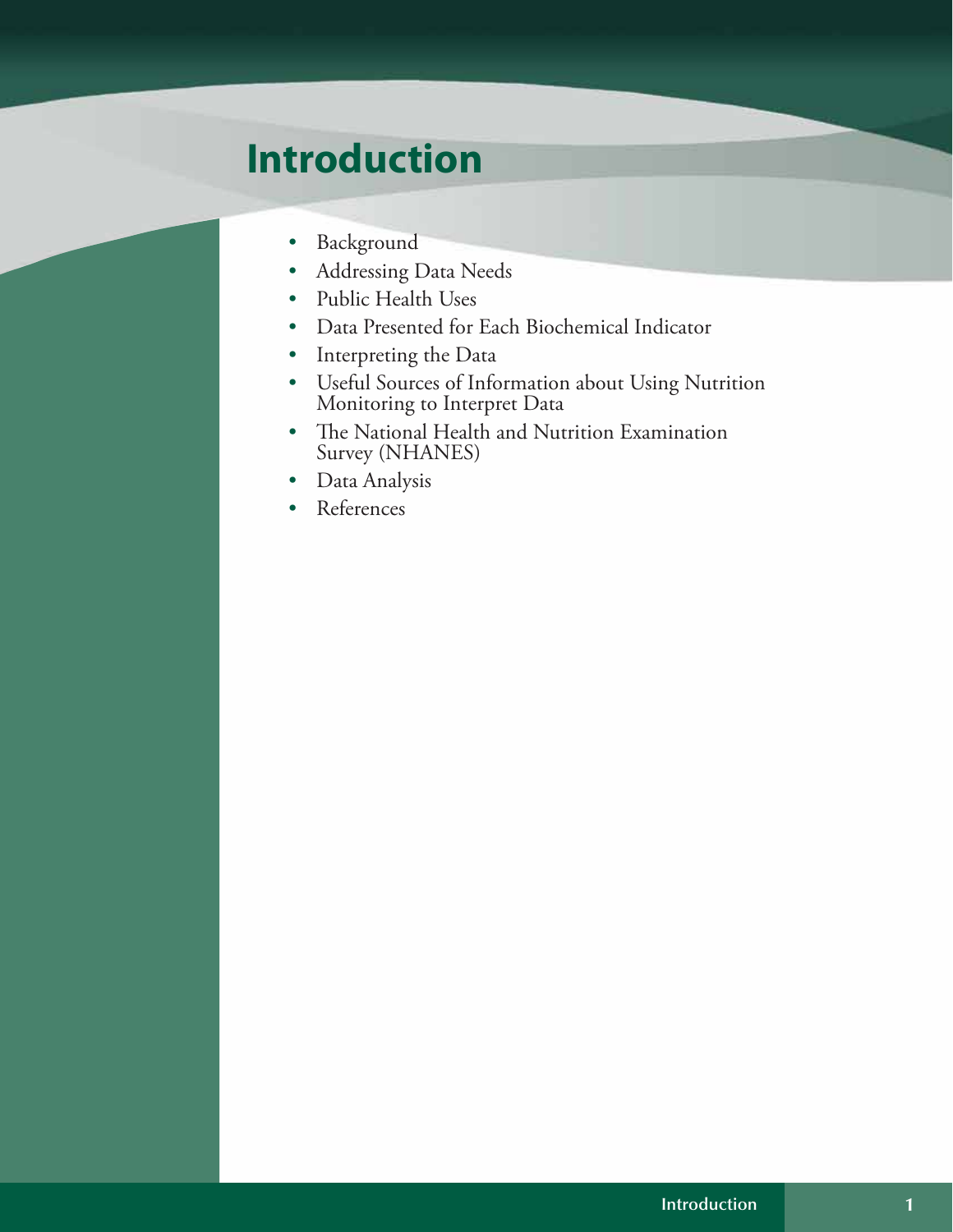# Introduction

- Background
- Addressing Data Needs
- Public Health Uses
- Data Presented for Each Biochemical Indicator
- Interpreting the Data
- Useful Sources of Information about Using Nutrition Monitoring to Interpret Data
- The National Health and Nutrition Examination Survey (NHANES)
- Data Analysis
- References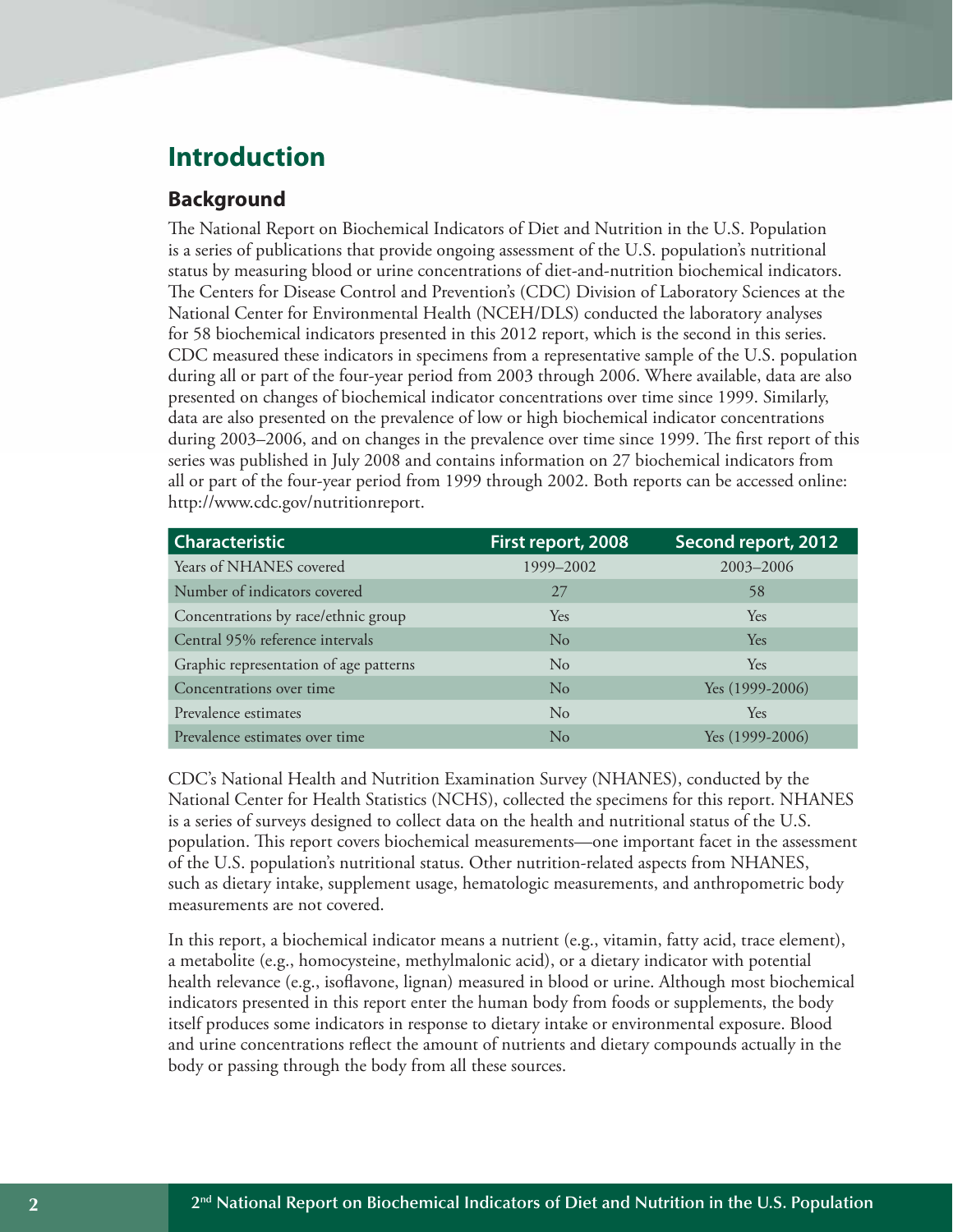# Introduction

## Background

The National Report on Biochemical Indicators of Diet and Nutrition in the U.S. Population is a series of publications that provide ongoing assessment of the U.S. population's nutritional status by measuring blood or urine concentrations of diet-and-nutrition biochemical indicators. The Centers for Disease Control and Prevention's (CDC) Division of Laboratory Sciences at the National Center for Environmental Health (NCEH/DLS) conducted the laboratory analyses for 58 biochemical indicators presented in this 2012 report, which is the second in this series. CDC measured these indicators in specimens from a representative sample of the U.S. population during all or part of the four-year period from 2003 through 2006. Where available, data are also presented on changes of biochemical indicator concentrations over time since 1999. Similarly, data are also presented on the prevalence of low or high biochemical indicator concentrations during 2003–2006, and on changes in the prevalence over time since 1999. The first report of this series was published in July 2008 and contains information on 27 biochemical indicators from all or part of the four-year period from 1999 through 2002. Both reports can be accessed online: http://www.cdc.gov/nutritionreport.

| Characteristic | First report, 2008 | Second report, 2012 |
|---|---|---|
| Years of NHANES covered | 1999–2002 | 2003–2006 |
| Number of indicators covered | 27 | 58 |
| Concentrations by race/ethnic group | Yes | Yes |
| Central 95% reference intervals | No | Yes |
| Graphic representation of age patterns | No | Yes |
| Concentrations over time | No | Yes (1999-2006) |
| Prevalence estimates | No | Yes |
| Prevalence estimates over time | No | Yes (1999-2006) |

CDC's National Health and Nutrition Examination Survey (NHANES), conducted by the National Center for Health Statistics (NCHS), collected the specimens for this report. NHANES is a series of surveys designed to collect data on the health and nutritional status of the U.S. population. This report covers biochemical measurements—one important facet in the assessment of the U.S. population's nutritional status. Other nutrition-related aspects from NHANES, such as dietary intake, supplement usage, hematologic measurements, and anthropometric body measurements are not covered.

In this report, a biochemical indicator means a nutrient (e.g., vitamin, fatty acid, trace element), a metabolite (e.g., homocysteine, methylmalonic acid), or a dietary indicator with potential health relevance (e.g., isoflavone, lignan) measured in blood or urine. Although most biochemical indicators presented in this report enter the human body from foods or supplements, the body itself produces some indicators in response to dietary intake or environmental exposure. Blood and urine concentrations reflect the amount of nutrients and dietary compounds actually in the body or passing through the body from all these sources.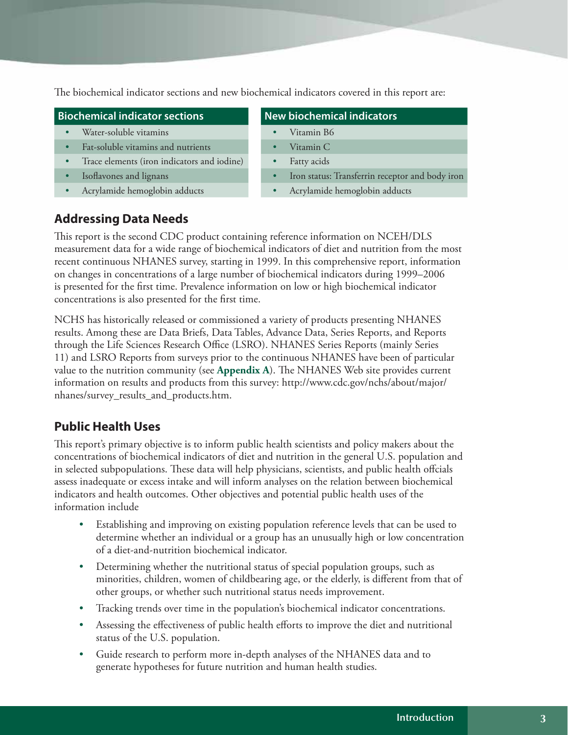The biochemical indicator sections and new biochemical indicators covered in this report are:

| Biochemical indicator sections | New biochemical indicators |
|---|---|
| • Water-soluble vitamins | • Vitamin B6 |
| • Fat-soluble vitamins and nutrients | • Vitamin C |
| • Trace elements (iron indicators and iodine) | • Fatty acids |
| • Isoflavones and lignans | • Iron status: Transferrin receptor and body iron |
| • Acrylamide hemoglobin adducts | • Acrylamide hemoglobin adducts |

## Addressing Data Needs

This report is the second CDC product containing reference information on NCEH/DLS measurement data for a wide range of biochemical indicators of diet and nutrition from the most recent continuous NHANES survey, starting in 1999. In this comprehensive report, information on changes in concentrations of a large number of biochemical indicators during 1999–2006 is presented for the first time. Prevalence information on low or high biochemical indicator concentrations is also presented for the first time.

NCHS has historically released or commissioned a variety of products presenting NHANES results. Among these are Data Briefs, Data Tables, Advance Data, Series Reports, and Reports through the Life Sciences Research Office (LSRO). NHANES Series Reports (mainly Series 11) and LSRO Reports from surveys prior to the continuous NHANES have been of particular value to the nutrition community (see **Appendix A**). The NHANES Web site provides current information on results and products from this survey: http://www.cdc.gov/nchs/about/major/nhanes/survey_results_and_products.htm.

## Public Health Uses

This report's primary objective is to inform public health scientists and policy makers about the concentrations of biochemical indicators of diet and nutrition in the general U.S. population and in selected subpopulations. These data will help physicians, scientists, and public health offcials assess inadequate or excess intake and will inform analyses on the relation between biochemical indicators and health outcomes. Other objectives and potential public health uses of the information include

- Establishing and improving on existing population reference levels that can be used to determine whether an individual or a group has an unusually high or low concentration of a diet-and-nutrition biochemical indicator.
- Determining whether the nutritional status of special population groups, such as minorities, children, women of childbearing age, or the elderly, is different from that of other groups, or whether such nutritional status needs improvement.
- Tracking trends over time in the population's biochemical indicator concentrations.
- Assessing the effectiveness of public health efforts to improve the diet and nutritional status of the U.S. population.
- Guide research to perform more in-depth analyses of the NHANES data and to generate hypotheses for future nutrition and human health studies.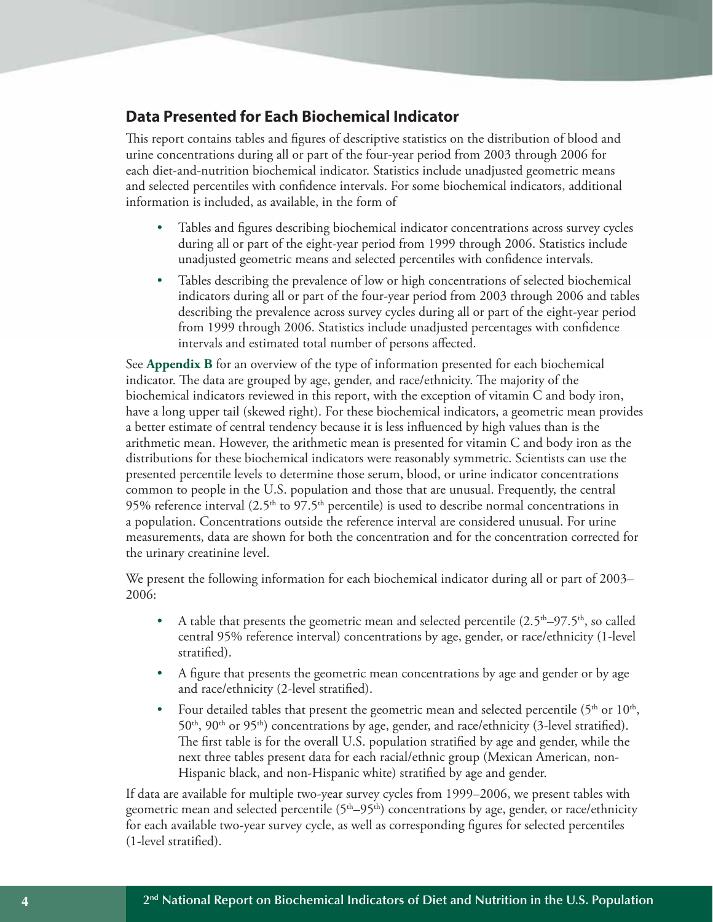## Data Presented for Each Biochemical Indicator

This report contains tables and figures of descriptive statistics on the distribution of blood and urine concentrations during all or part of the four-year period from 2003 through 2006 for each diet-and-nutrition biochemical indicator. Statistics include unadjusted geometric means and selected percentiles with confidence intervals. For some biochemical indicators, additional information is included, as available, in the form of

- Tables and figures describing biochemical indicator concentrations across survey cycles during all or part of the eight-year period from 1999 through 2006. Statistics include unadjusted geometric means and selected percentiles with confidence intervals.
- Tables describing the prevalence of low or high concentrations of selected biochemical indicators during all or part of the four-year period from 2003 through 2006 and tables describing the prevalence across survey cycles during all or part of the eight-year period from 1999 through 2006. Statistics include unadjusted percentages with confidence intervals and estimated total number of persons affected.

See **Appendix B** for an overview of the type of information presented for each biochemical indicator. The data are grouped by age, gender, and race/ethnicity. The majority of the biochemical indicators reviewed in this report, with the exception of vitamin C and body iron, have a long upper tail (skewed right). For these biochemical indicators, a geometric mean provides a better estimate of central tendency because it is less influenced by high values than is the arithmetic mean. However, the arithmetic mean is presented for vitamin C and body iron as the distributions for these biochemical indicators were reasonably symmetric. Scientists can use the presented percentile levels to determine those serum, blood, or urine indicator concentrations common to people in the U.S. population and those that are unusual. Frequently, the central 95% reference interval (2.5$^{th}$ to 97.5$^{th}$ percentile) is used to describe normal concentrations in a population. Concentrations outside the reference interval are considered unusual. For urine measurements, data are shown for both the concentration and for the concentration corrected for the urinary creatinine level.

We present the following information for each biochemical indicator during all or part of 2003–2006:

- A table that presents the geometric mean and selected percentile (2.5$^{th}$–97.5$^{th}$, so called central 95% reference interval) concentrations by age, gender, or race/ethnicity (1-level stratified).
- A figure that presents the geometric mean concentrations by age and gender or by age and race/ethnicity (2-level stratified).
- Four detailed tables that present the geometric mean and selected percentile (5$^{th}$ or 10$^{th}$, 50$^{th}$, 90$^{th}$ or 95$^{th}$) concentrations by age, gender, and race/ethnicity (3-level stratified). The first table is for the overall U.S. population stratified by age and gender, while the next three tables present data for each racial/ethnic group (Mexican American, non-Hispanic black, and non-Hispanic white) stratified by age and gender.

If data are available for multiple two-year survey cycles from 1999–2006, we present tables with geometric mean and selected percentile (5$^{th}$–95$^{th}$) concentrations by age, gender, or race/ethnicity for each available two-year survey cycle, as well as corresponding figures for selected percentiles (1-level stratified).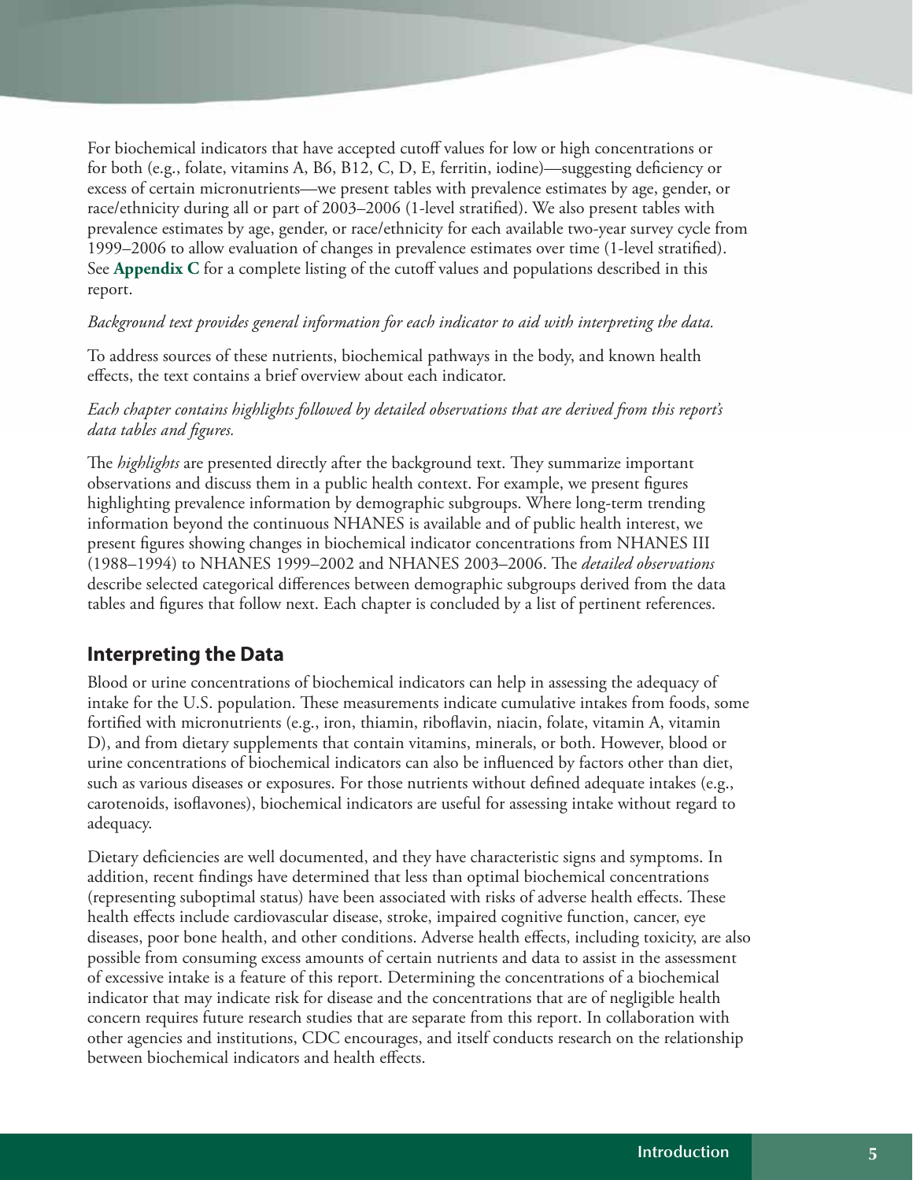For biochemical indicators that have accepted cutoff values for low or high concentrations or for both (e.g., folate, vitamins A, B6, B12, C, D, E, ferritin, iodine)—suggesting deficiency or excess of certain micronutrients—we present tables with prevalence estimates by age, gender, or race/ethnicity during all or part of 2003–2006 (1-level stratified). We also present tables with prevalence estimates by age, gender, or race/ethnicity for each available two-year survey cycle from 1999–2006 to allow evaluation of changes in prevalence estimates over time (1-level stratified). See **Appendix C** for a complete listing of the cutoff values and populations described in this report.

*Background text provides general information for each indicator to aid with interpreting the data.*

To address sources of these nutrients, biochemical pathways in the body, and known health effects, the text contains a brief overview about each indicator.

*Each chapter contains highlights followed by detailed observations that are derived from this report's data tables and figures.*

The *highlights* are presented directly after the background text. They summarize important observations and discuss them in a public health context. For example, we present figures highlighting prevalence information by demographic subgroups. Where long-term trending information beyond the continuous NHANES is available and of public health interest, we present figures showing changes in biochemical indicator concentrations from NHANES III (1988–1994) to NHANES 1999–2002 and NHANES 2003–2006. The *detailed observations* describe selected categorical differences between demographic subgroups derived from the data tables and figures that follow next. Each chapter is concluded by a list of pertinent references.

## Interpreting the Data

Blood or urine concentrations of biochemical indicators can help in assessing the adequacy of intake for the U.S. population. These measurements indicate cumulative intakes from foods, some fortified with micronutrients (e.g., iron, thiamin, riboflavin, niacin, folate, vitamin A, vitamin D), and from dietary supplements that contain vitamins, minerals, or both. However, blood or urine concentrations of biochemical indicators can also be influenced by factors other than diet, such as various diseases or exposures. For those nutrients without defined adequate intakes (e.g., carotenoids, isoflavones), biochemical indicators are useful for assessing intake without regard to adequacy.

Dietary deficiencies are well documented, and they have characteristic signs and symptoms. In addition, recent findings have determined that less than optimal biochemical concentrations (representing suboptimal status) have been associated with risks of adverse health effects. These health effects include cardiovascular disease, stroke, impaired cognitive function, cancer, eye diseases, poor bone health, and other conditions. Adverse health effects, including toxicity, are also possible from consuming excess amounts of certain nutrients and data to assist in the assessment of excessive intake is a feature of this report. Determining the concentrations of a biochemical indicator that may indicate risk for disease and the concentrations that are of negligible health concern requires future research studies that are separate from this report. In collaboration with other agencies and institutions, CDC encourages, and itself conducts research on the relationship between biochemical indicators and health effects.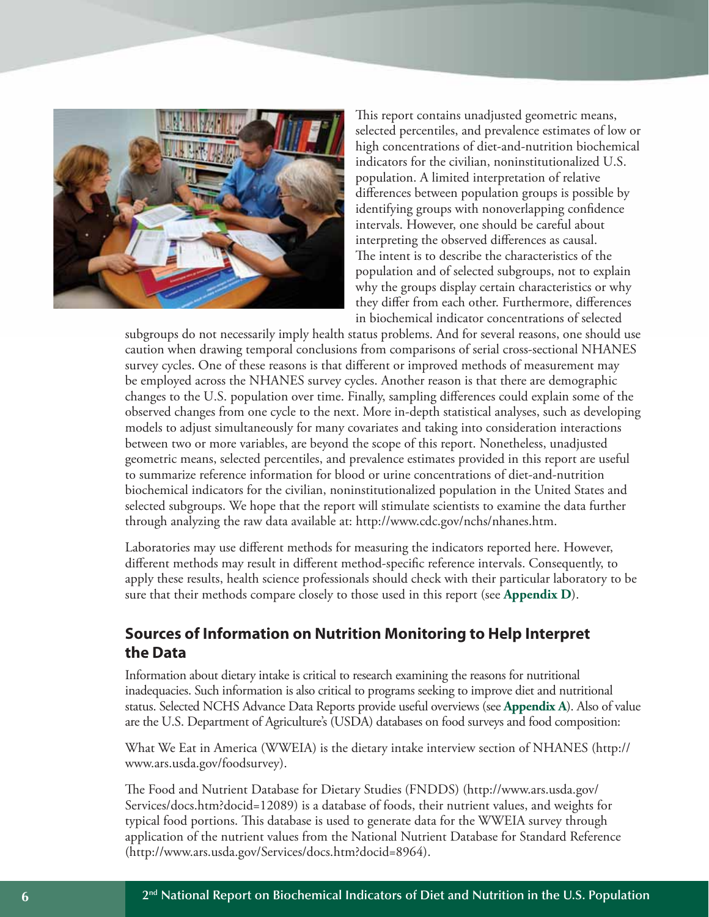This report contains unadjusted geometric means, selected percentiles, and prevalence estimates of low or high concentrations of diet-and-nutrition biochemical indicators for the civilian, noninstitutionalized U.S. population. A limited interpretation of relative differences between population groups is possible by identifying groups with nonoverlapping confidence intervals. However, one should be careful about interpreting the observed differences as causal. The intent is to describe the characteristics of the population and of selected subgroups, not to explain why the groups display certain characteristics or why they differ from each other. Furthermore, differences in biochemical indicator concentrations of selected subgroups do not necessarily imply health status problems. And for several reasons, one should use caution when drawing temporal conclusions from comparisons of serial cross-sectional NHANES survey cycles. One of these reasons is that different or improved methods of measurement may be employed across the NHANES survey cycles. Another reason is that there are demographic changes to the U.S. population over time. Finally, sampling differences could explain some of the observed changes from one cycle to the next. More in-depth statistical analyses, such as developing models to adjust simultaneously for many covariates and taking into consideration interactions between two or more variables, are beyond the scope of this report. Nonetheless, unadjusted geometric means, selected percentiles, and prevalence estimates provided in this report are useful to summarize reference information for blood or urine concentrations of diet-and-nutrition biochemical indicators for the civilian, noninstitutionalized population in the United States and selected subgroups. We hope that the report will stimulate scientists to examine the data further through analyzing the raw data available at: http://www.cdc.gov/nchs/nhanes.htm.

Laboratories may use different methods for measuring the indicators reported here. However, different methods may result in different method-specific reference intervals. Consequently, to apply these results, health science professionals should check with their particular laboratory to be sure that their methods compare closely to those used in this report (see **Appendix D**).

## Sources of Information on Nutrition Monitoring to Help Interpret the Data

Information about dietary intake is critical to research examining the reasons for nutritional inadequacies. Such information is also critical to programs seeking to improve diet and nutritional status. Selected NCHS Advance Data Reports provide useful overviews (see **Appendix A**). Also of value are the U.S. Department of Agriculture's (USDA) databases on food surveys and food composition:

What We Eat in America (WWEIA) is the dietary intake interview section of NHANES (http://www.ars.usda.gov/foodsurvey).

The Food and Nutrient Database for Dietary Studies (FNDDS) (http://www.ars.usda.gov/Services/docs.htm?docid=12089) is a database of foods, their nutrient values, and weights for typical food portions. This database is used to generate data for the WWEIA survey through application of the nutrient values from the National Nutrient Database for Standard Reference (http://www.ars.usda.gov/Services/docs.htm?docid=8964).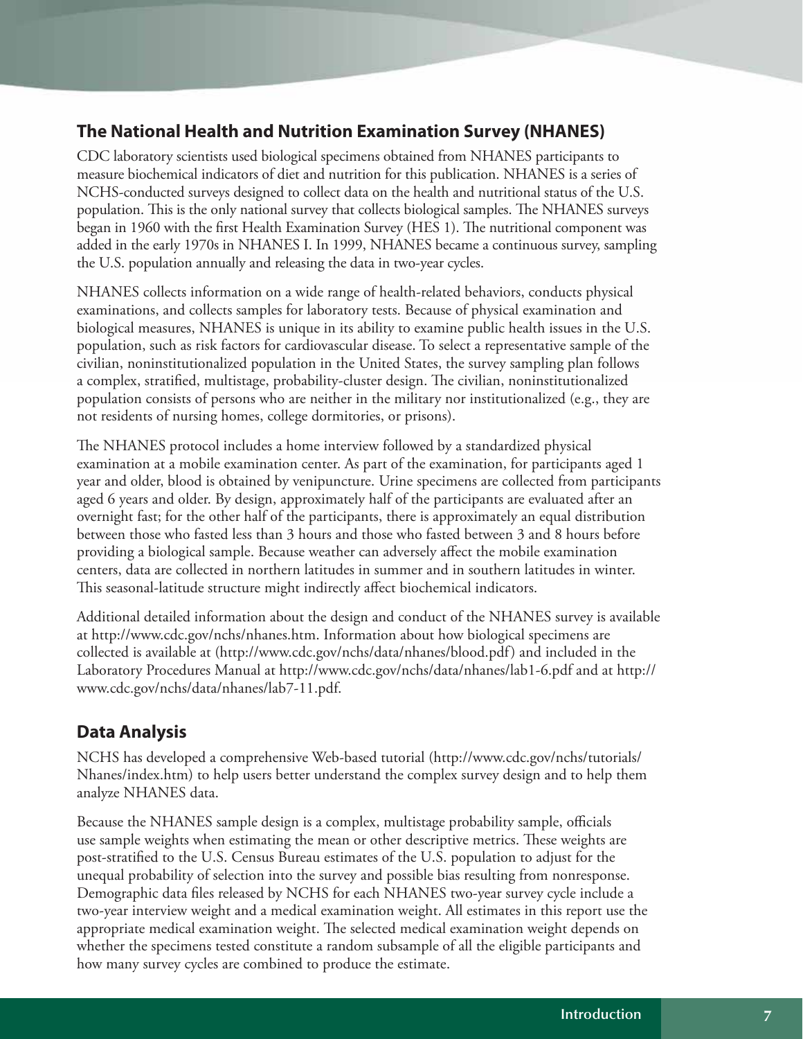## The National Health and Nutrition Examination Survey (NHANES)

CDC laboratory scientists used biological specimens obtained from NHANES participants to measure biochemical indicators of diet and nutrition for this publication. NHANES is a series of NCHS-conducted surveys designed to collect data on the health and nutritional status of the U.S. population. This is the only national survey that collects biological samples. The NHANES surveys began in 1960 with the first Health Examination Survey (HES 1). The nutritional component was added in the early 1970s in NHANES I. In 1999, NHANES became a continuous survey, sampling the U.S. population annually and releasing the data in two-year cycles.

NHANES collects information on a wide range of health-related behaviors, conducts physical examinations, and collects samples for laboratory tests. Because of physical examination and biological measures, NHANES is unique in its ability to examine public health issues in the U.S. population, such as risk factors for cardiovascular disease. To select a representative sample of the civilian, noninstitutionalized population in the United States, the survey sampling plan follows a complex, stratified, multistage, probability-cluster design. The civilian, noninstitutionalized population consists of persons who are neither in the military nor institutionalized (e.g., they are not residents of nursing homes, college dormitories, or prisons).

The NHANES protocol includes a home interview followed by a standardized physical examination at a mobile examination center. As part of the examination, for participants aged 1 year and older, blood is obtained by venipuncture. Urine specimens are collected from participants aged 6 years and older. By design, approximately half of the participants are evaluated after an overnight fast; for the other half of the participants, there is approximately an equal distribution between those who fasted less than 3 hours and those who fasted between 3 and 8 hours before providing a biological sample. Because weather can adversely affect the mobile examination centers, data are collected in northern latitudes in summer and in southern latitudes in winter. This seasonal-latitude structure might indirectly affect biochemical indicators.

Additional detailed information about the design and conduct of the NHANES survey is available at http://www.cdc.gov/nchs/nhanes.htm. Information about how biological specimens are collected is available at (http://www.cdc.gov/nchs/data/nhanes/blood.pdf) and included in the Laboratory Procedures Manual at http://www.cdc.gov/nchs/data/nhanes/lab1-6.pdf and at http://www.cdc.gov/nchs/data/nhanes/lab7-11.pdf.

## Data Analysis

NCHS has developed a comprehensive Web-based tutorial (http://www.cdc.gov/nchs/tutorials/Nhanes/index.htm) to help users better understand the complex survey design and to help them analyze NHANES data.

Because the NHANES sample design is a complex, multistage probability sample, officials use sample weights when estimating the mean or other descriptive metrics. These weights are post-stratified to the U.S. Census Bureau estimates of the U.S. population to adjust for the unequal probability of selection into the survey and possible bias resulting from nonresponse. Demographic data files released by NCHS for each NHANES two-year survey cycle include a two-year interview weight and a medical examination weight. All estimates in this report use the appropriate medical examination weight. The selected medical examination weight depends on whether the specimens tested constitute a random subsample of all the eligible participants and how many survey cycles are combined to produce the estimate.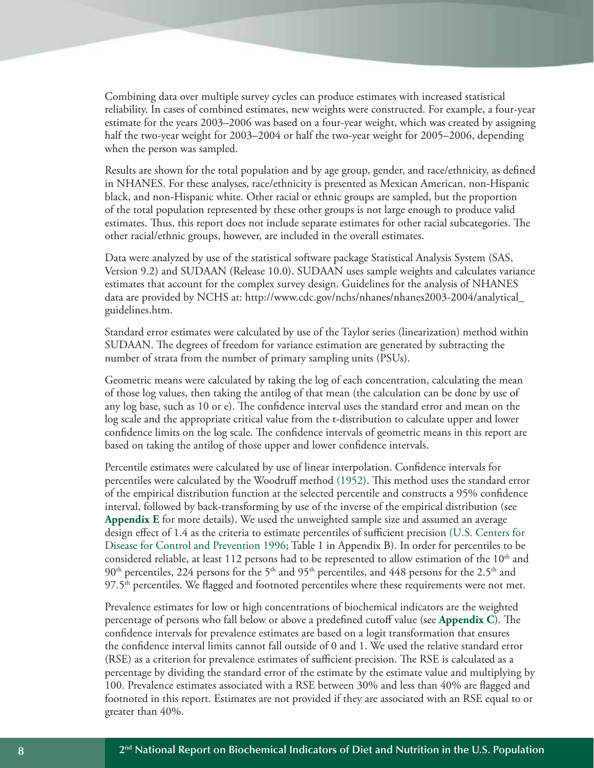Combining data over multiple survey cycles can produce estimates with increased statistical reliability. In cases of combined estimates, new weights were constructed. For example, a four-year estimate for the years 2003–2006 was based on a four-year weight, which was created by assigning half the two-year weight for 2003–2004 or half the two-year weight for 2005–2006, depending when the person was sampled.

Results are shown for the total population and by age group, gender, and race/ethnicity, as defined in NHANES. For these analyses, race/ethnicity is presented as Mexican American, non-Hispanic black, and non-Hispanic white. Other racial or ethnic groups are sampled, but the proportion of the total population represented by these other groups is not large enough to produce valid estimates. Thus, this report does not include separate estimates for other racial subcategories. The other racial/ethnic groups, however, are included in the overall estimates.

Data were analyzed by use of the statistical software package Statistical Analysis System (SAS, Version 9.2) and SUDAAN (Release 10.0). SUDAAN uses sample weights and calculates variance estimates that account for the complex survey design. Guidelines for the analysis of NHANES data are provided by NCHS at: http://www.cdc.gov/nchs/nhanes/nhanes2003-2004/analytical_guidelines.htm.

Standard error estimates were calculated by use of the Taylor series (linearization) method within SUDAAN. The degrees of freedom for variance estimation are generated by subtracting the number of strata from the number of primary sampling units (PSUs).

Geometric means were calculated by taking the log of each concentration, calculating the mean of those log values, then taking the antilog of that mean (the calculation can be done by use of any log base, such as 10 or e). The confidence interval uses the standard error and mean on the log scale and the appropriate critical value from the t-distribution to calculate upper and lower confidence limits on the log scale. The confidence intervals of geometric means in this report are based on taking the antilog of those upper and lower confidence intervals.

Percentile estimates were calculated by use of linear interpolation. Confidence intervals for percentiles were calculated by the Woodruff method (1952). This method uses the standard error of the empirical distribution function at the selected percentile and constructs a 95% confidence interval, followed by back-transforming by use of the inverse of the empirical distribution (see **Appendix E** for more details). We used the unweighted sample size and assumed an average design effect of 1.4 as the criteria to estimate percentiles of sufficient precision (U.S. Centers for Disease for Control and Prevention 1996; Table 1 in Appendix B). In order for percentiles to be considered reliable, at least 112 persons had to be represented to allow estimation of the 10$^{th}$ and 90$^{th}$ percentiles, 224 persons for the 5$^{th}$ and 95$^{th}$ percentiles, and 448 persons for the 2.5$^{th}$ and 97.5$^{th}$ percentiles. We flagged and footnoted percentiles where these requirements were not met.

Prevalence estimates for low or high concentrations of biochemical indicators are the weighted percentage of persons who fall below or above a predefined cutoff value (see **Appendix C**). The confidence intervals for prevalence estimates are based on a logit transformation that ensures the confidence interval limits cannot fall outside of 0 and 1. We used the relative standard error (RSE) as a criterion for prevalence estimates of sufficient precision. The RSE is calculated as a percentage by dividing the standard error of the estimate by the estimate value and multiplying by 100. Prevalence estimates associated with a RSE between 30% and less than 40% are flagged and footnoted in this report. Estimates are not provided if they are associated with an RSE equal to or greater than 40%.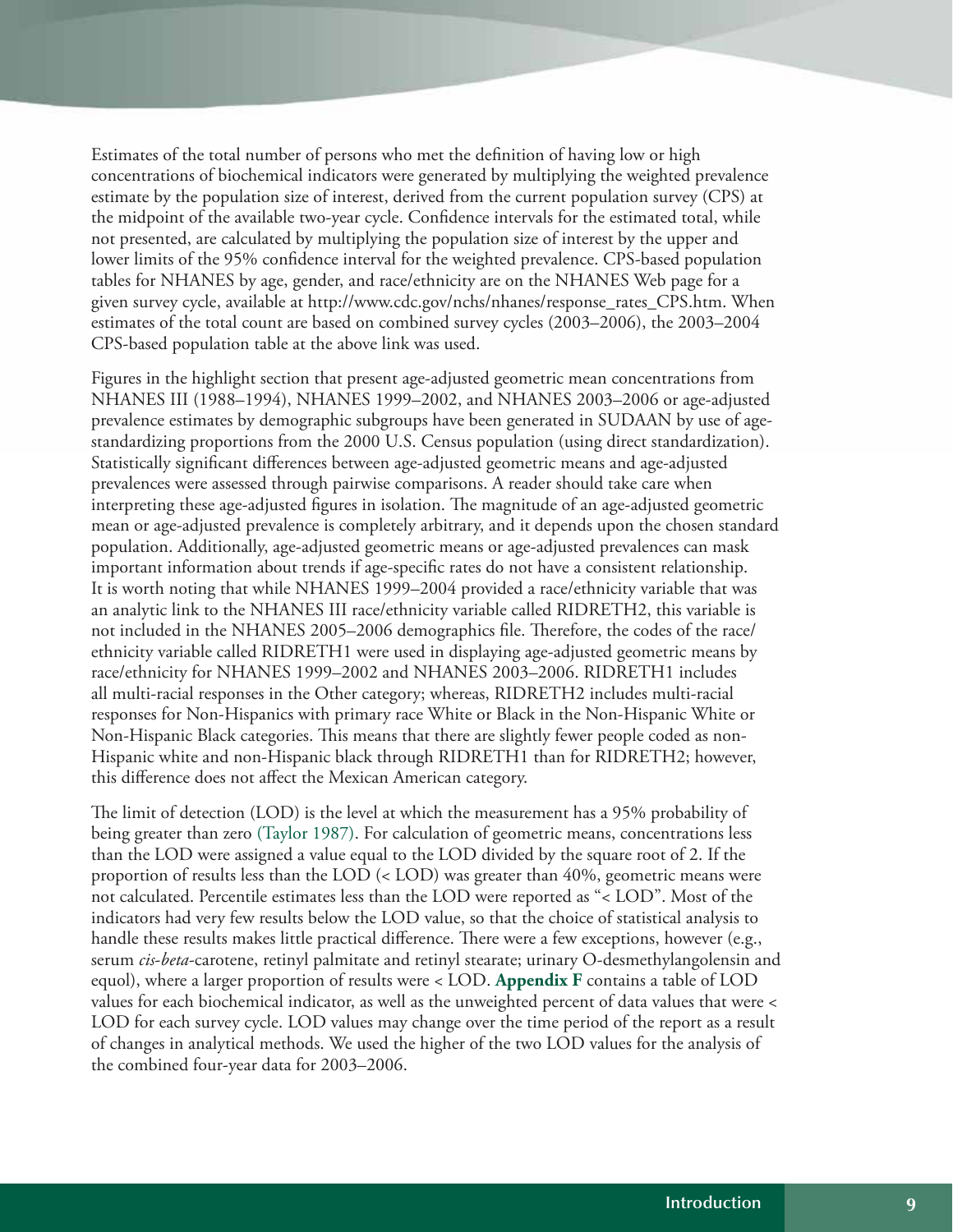Estimates of the total number of persons who met the definition of having low or high concentrations of biochemical indicators were generated by multiplying the weighted prevalence estimate by the population size of interest, derived from the current population survey (CPS) at the midpoint of the available two-year cycle. Confidence intervals for the estimated total, while not presented, are calculated by multiplying the population size of interest by the upper and lower limits of the 95% confidence interval for the weighted prevalence. CPS-based population tables for NHANES by age, gender, and race/ethnicity are on the NHANES Web page for a given survey cycle, available at http://www.cdc.gov/nchs/nhanes/response_rates_CPS.htm. When estimates of the total count are based on combined survey cycles (2003–2006), the 2003–2004 CPS-based population table at the above link was used.

Figures in the highlight section that present age-adjusted geometric mean concentrations from NHANES III (1988–1994), NHANES 1999–2002, and NHANES 2003–2006 or age-adjusted prevalence estimates by demographic subgroups have been generated in SUDAAN by use of age-standardizing proportions from the 2000 U.S. Census population (using direct standardization). Statistically significant differences between age-adjusted geometric means and age-adjusted prevalences were assessed through pairwise comparisons. A reader should take care when interpreting these age-adjusted figures in isolation. The magnitude of an age-adjusted geometric mean or age-adjusted prevalence is completely arbitrary, and it depends upon the chosen standard population. Additionally, age-adjusted geometric means or age-adjusted prevalences can mask important information about trends if age-specific rates do not have a consistent relationship. It is worth noting that while NHANES 1999–2004 provided a race/ethnicity variable that was an analytic link to the NHANES III race/ethnicity variable called RIDRETH2, this variable is not included in the NHANES 2005–2006 demographics file. Therefore, the codes of the race/ethnicity variable called RIDRETH1 were used in displaying age-adjusted geometric means by race/ethnicity for NHANES 1999–2002 and NHANES 2003–2006. RIDRETH1 includes all multi-racial responses in the Other category; whereas, RIDRETH2 includes multi-racial responses for Non-Hispanics with primary race White or Black in the Non-Hispanic White or Non-Hispanic Black categories. This means that there are slightly fewer people coded as non-Hispanic white and non-Hispanic black through RIDRETH1 than for RIDRETH2; however, this difference does not affect the Mexican American category.

The limit of detection (LOD) is the level at which the measurement has a 95% probability of being greater than zero (Taylor 1987). For calculation of geometric means, concentrations less than the LOD were assigned a value equal to the LOD divided by the square root of 2. If the proportion of results less than the LOD (< LOD) was greater than 40%, geometric means were not calculated. Percentile estimates less than the LOD were reported as "< LOD". Most of the indicators had very few results below the LOD value, so that the choice of statistical analysis to handle these results makes little practical difference. There were a few exceptions, however (e.g., serum *cis-beta*-carotene, retinyl palmitate and retinyl stearate; urinary O-desmethylangolensin and equol), where a larger proportion of results were < LOD. **Appendix F** contains a table of LOD values for each biochemical indicator, as well as the unweighted percent of data values that were < LOD for each survey cycle. LOD values may change over the time period of the report as a result of changes in analytical methods. We used the higher of the two LOD values for the analysis of the combined four-year data for 2003–2006.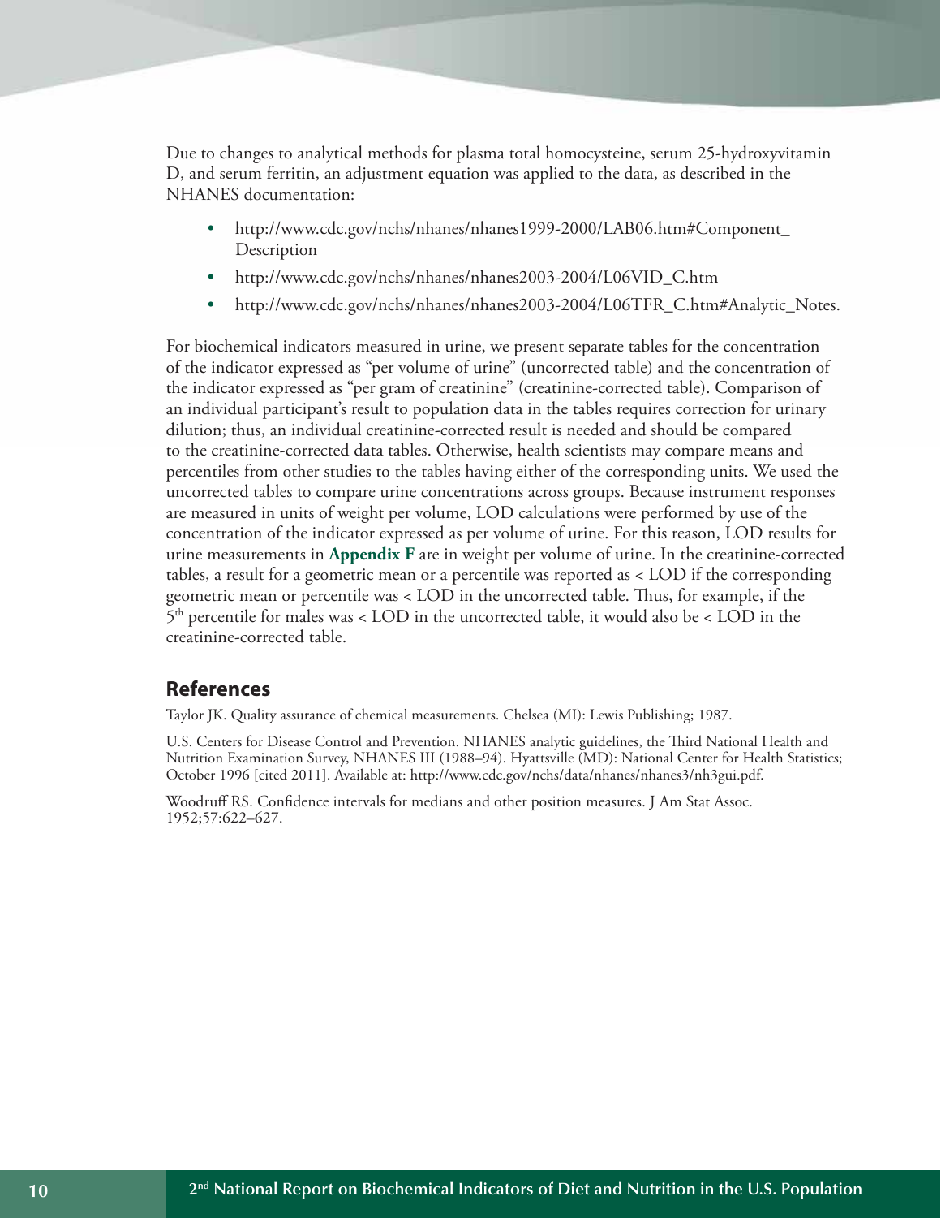Due to changes to analytical methods for plasma total homocysteine, serum 25-hydroxyvitamin D, and serum ferritin, an adjustment equation was applied to the data, as described in the NHANES documentation:

- http://www.cdc.gov/nchs/nhanes/nhanes1999-2000/LAB06.htm#Component_Description
- http://www.cdc.gov/nchs/nhanes/nhanes2003-2004/L06VID_C.htm
- http://www.cdc.gov/nchs/nhanes/nhanes2003-2004/L06TFR_C.htm#Analytic_Notes.

For biochemical indicators measured in urine, we present separate tables for the concentration of the indicator expressed as "per volume of urine" (uncorrected table) and the concentration of the indicator expressed as "per gram of creatinine" (creatinine-corrected table). Comparison of an individual participant's result to population data in the tables requires correction for urinary dilution; thus, an individual creatinine-corrected result is needed and should be compared to the creatinine-corrected data tables. Otherwise, health scientists may compare means and percentiles from other studies to the tables having either of the corresponding units. We used the uncorrected tables to compare urine concentrations across groups. Because instrument responses are measured in units of weight per volume, LOD calculations were performed by use of the concentration of the indicator expressed as per volume of urine. For this reason, LOD results for urine measurements in **Appendix F** are in weight per volume of urine. In the creatinine-corrected tables, a result for a geometric mean or a percentile was reported as < LOD if the corresponding geometric mean or percentile was < LOD in the uncorrected table. Thus, for example, if the 5th percentile for males was < LOD in the uncorrected table, it would also be < LOD in the creatinine-corrected table.

## References

Taylor JK. Quality assurance of chemical measurements. Chelsea (MI): Lewis Publishing; 1987.

U.S. Centers for Disease Control and Prevention. NHANES analytic guidelines, the Third National Health and Nutrition Examination Survey, NHANES III (1988–94). Hyattsville (MD): National Center for Health Statistics; October 1996 [cited 2011]. Available at: http://www.cdc.gov/nchs/data/nhanes/nhanes3/nh3gui.pdf.

Woodruff RS. Confidence intervals for medians and other position measures. J Am Stat Assoc. 1952;57:622–627.